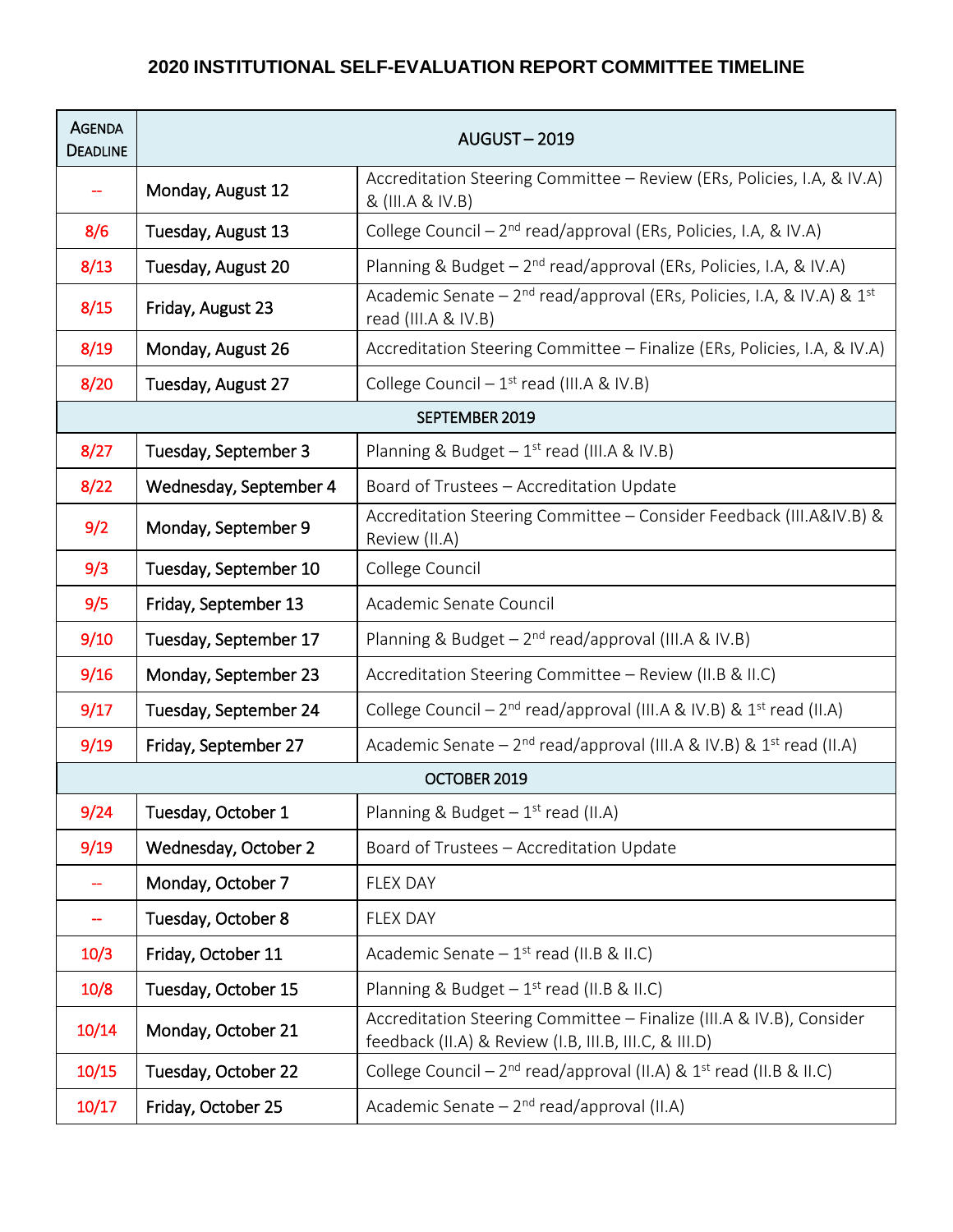# 2020 INSTITUTIONAL SELF-EVALUATION REPORT COMMITTEE TIMELINE

| Agenda Deadline | AUGUST – 2019 | |
|---|---|---|
| -- | Monday, August 12 | Accreditation Steering Committee – Review (ERs, Policies, I.A, & IV.A) & (III.A & IV.B) |
| 8/6 | Tuesday, August 13 | College Council – 2nd read/approval (ERs, Policies, I.A, & IV.A) |
| 8/13 | Tuesday, August 20 | Planning & Budget – 2nd read/approval (ERs, Policies, I.A, & IV.A) |
| 8/15 | Friday, August 23 | Academic Senate – 2nd read/approval (ERs, Policies, I.A, & IV.A) & 1st read (III.A & IV.B) |
| 8/19 | Monday, August 26 | Accreditation Steering Committee – Finalize (ERs, Policies, I.A, & IV.A) |
| 8/20 | Tuesday, August 27 | College Council – 1st read (III.A & IV.B) |
| | SEPTEMBER 2019 | |
| 8/27 | Tuesday, September 3 | Planning & Budget – 1st read (III.A & IV.B) |
| 8/22 | Wednesday, September 4 | Board of Trustees – Accreditation Update |
| 9/2 | Monday, September 9 | Accreditation Steering Committee – Consider Feedback (III.A&IV.B) & Review (II.A) |
| 9/3 | Tuesday, September 10 | College Council |
| 9/5 | Friday, September 13 | Academic Senate Council |
| 9/10 | Tuesday, September 17 | Planning & Budget – 2nd read/approval (III.A & IV.B) |
| 9/16 | Monday, September 23 | Accreditation Steering Committee – Review (II.B & II.C) |
| 9/17 | Tuesday, September 24 | College Council – 2nd read/approval (III.A & IV.B) & 1st read (II.A) |
| 9/19 | Friday, September 27 | Academic Senate – 2nd read/approval (III.A & IV.B) & 1st read (II.A) |
| | OCTOBER 2019 | |
| 9/24 | Tuesday, October 1 | Planning & Budget – 1st read (II.A) |
| 9/19 | Wednesday, October 2 | Board of Trustees – Accreditation Update |
| -- | Monday, October 7 | FLEX DAY |
| -- | Tuesday, October 8 | FLEX DAY |
| 10/3 | Friday, October 11 | Academic Senate – 1st read (II.B & II.C) |
| 10/8 | Tuesday, October 15 | Planning & Budget – 1st read (II.B & II.C) |
| 10/14 | Monday, October 21 | Accreditation Steering Committee – Finalize (III.A & IV.B), Consider feedback (II.A) & Review (I.B, III.B, III.C, & III.D) |
| 10/15 | Tuesday, October 22 | College Council – 2nd read/approval (II.A) & 1st read (II.B & II.C) |
| 10/17 | Friday, October 25 | Academic Senate – 2nd read/approval (II.A) |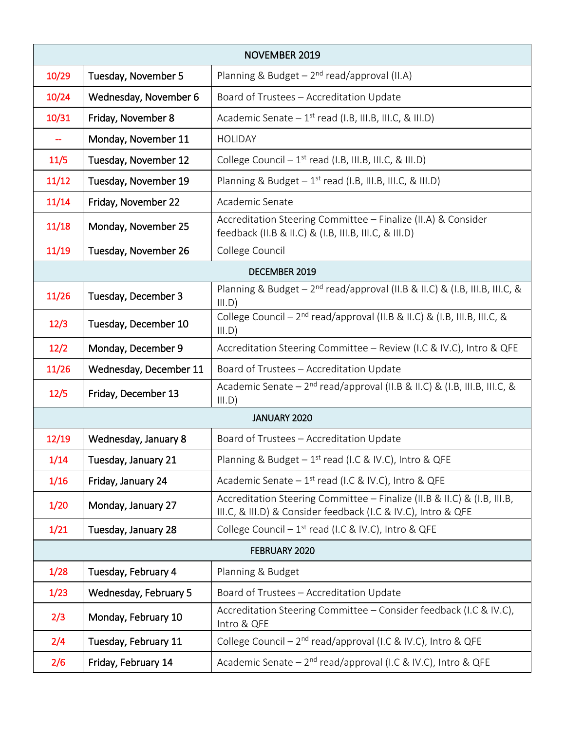| NOVEMBER 2019 | | |
|---|---|---|
| 10/29 | Tuesday, November 5 | Planning & Budget – 2nd read/approval (II.A) |
| 10/24 | Wednesday, November 6 | Board of Trustees – Accreditation Update |
| 10/31 | Friday, November 8 | Academic Senate – 1st read (I.B, III.B, III.C, & III.D) |
| -- | Monday, November 11 | HOLIDAY |
| 11/5 | Tuesday, November 12 | College Council – 1st read (I.B, III.B, III.C, & III.D) |
| 11/12 | Tuesday, November 19 | Planning & Budget – 1st read (I.B, III.B, III.C, & III.D) |
| 11/14 | Friday, November 22 | Academic Senate |
| 11/18 | Monday, November 25 | Accreditation Steering Committee – Finalize (II.A) & Consider feedback (II.B & II.C) & (I.B, III.B, III.C, & III.D) |
| 11/19 | Tuesday, November 26 | College Council |
| **DECEMBER 2019** | | |
| 11/26 | Tuesday, December 3 | Planning & Budget – 2nd read/approval (II.B & II.C) & (I.B, III.B, III.C, & III.D) |
| 12/3 | Tuesday, December 10 | College Council – 2nd read/approval (II.B & II.C) & (I.B, III.B, III.C, & III.D) |
| 12/2 | Monday, December 9 | Accreditation Steering Committee – Review (I.C & IV.C), Intro & QFE |
| 11/26 | Wednesday, December 11 | Board of Trustees – Accreditation Update |
| 12/5 | Friday, December 13 | Academic Senate – 2nd read/approval (II.B & II.C) & (I.B, III.B, III.C, & III.D) |
| **JANUARY 2020** | | |
| 12/19 | Wednesday, January 8 | Board of Trustees – Accreditation Update |
| 1/14 | Tuesday, January 21 | Planning & Budget – 1st read (I.C & IV.C), Intro & QFE |
| 1/16 | Friday, January 24 | Academic Senate – 1st read (I.C & IV.C), Intro & QFE |
| 1/20 | Monday, January 27 | Accreditation Steering Committee – Finalize (II.B & II.C) & (I.B, III.B, III.C, & III.D) & Consider feedback (I.C & IV.C), Intro & QFE |
| 1/21 | Tuesday, January 28 | College Council – 1st read (I.C & IV.C), Intro & QFE |
| **FEBRUARY 2020** | | |
| 1/28 | Tuesday, February 4 | Planning & Budget |
| 1/23 | Wednesday, February 5 | Board of Trustees – Accreditation Update |
| 2/3 | Monday, February 10 | Accreditation Steering Committee – Consider feedback (I.C & IV.C), Intro & QFE |
| 2/4 | Tuesday, February 11 | College Council – 2nd read/approval (I.C & IV.C), Intro & QFE |
| 2/6 | Friday, February 14 | Academic Senate – 2nd read/approval (I.C & IV.C), Intro & QFE |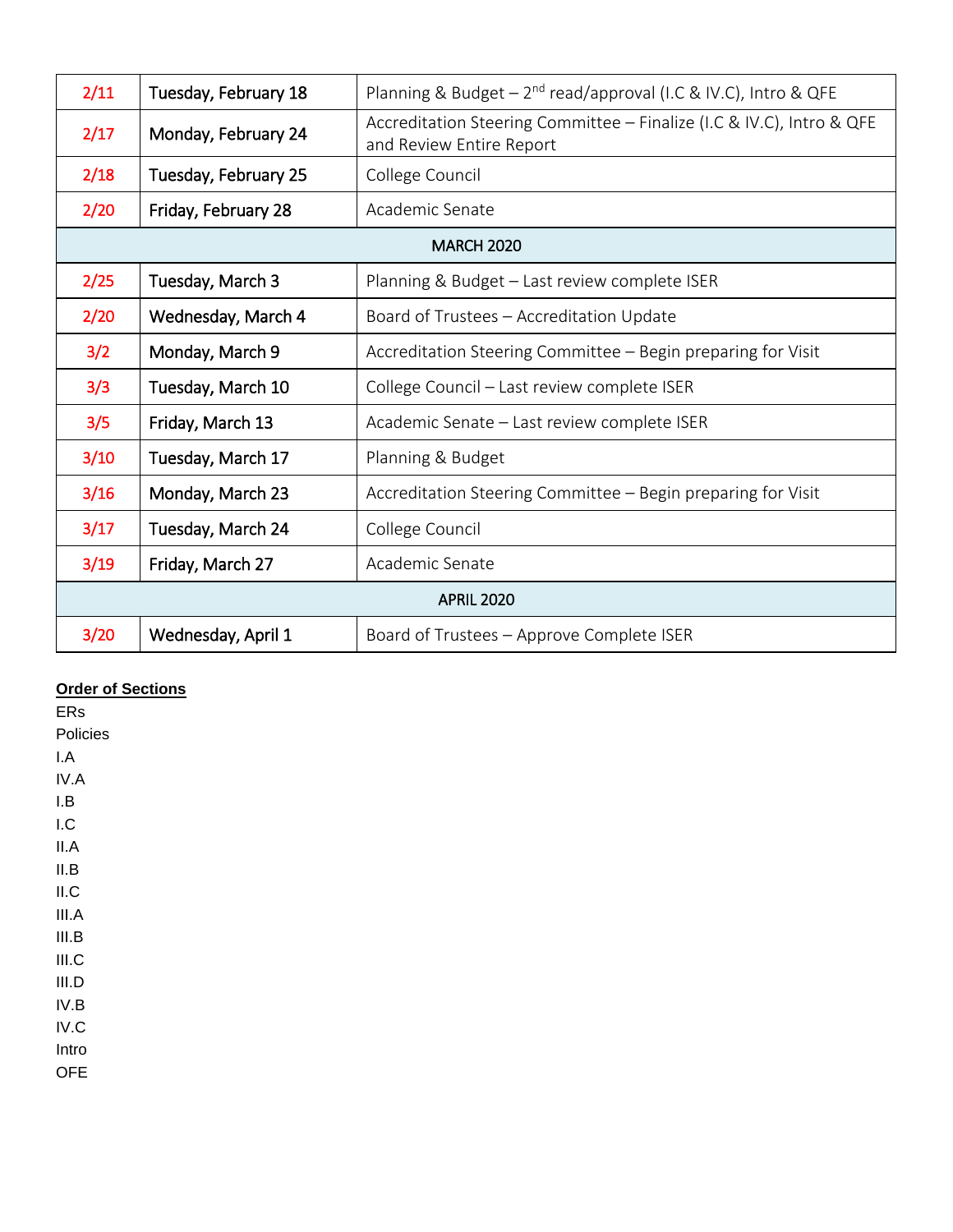| | | |
|---|---|---|
| 2/11 | Tuesday, February 18 | Planning & Budget – 2nd read/approval (I.C & IV.C), Intro & QFE |
| 2/17 | Monday, February 24 | Accreditation Steering Committee – Finalize (I.C & IV.C), Intro & QFE and Review Entire Report |
| 2/18 | Tuesday, February 25 | College Council |
| 2/20 | Friday, February 28 | Academic Senate |
| MARCH 2020 | | |
| 2/25 | Tuesday, March 3 | Planning & Budget – Last review complete ISER |
| 2/20 | Wednesday, March 4 | Board of Trustees – Accreditation Update |
| 3/2 | Monday, March 9 | Accreditation Steering Committee – Begin preparing for Visit |
| 3/3 | Tuesday, March 10 | College Council – Last review complete ISER |
| 3/5 | Friday, March 13 | Academic Senate – Last review complete ISER |
| 3/10 | Tuesday, March 17 | Planning & Budget |
| 3/16 | Monday, March 23 | Accreditation Steering Committee – Begin preparing for Visit |
| 3/17 | Tuesday, March 24 | College Council |
| 3/19 | Friday, March 27 | Academic Senate |
| APRIL 2020 | | |
| 3/20 | Wednesday, April 1 | Board of Trustees – Approve Complete ISER |

**Order of Sections**

ERs
Policies
I.A
IV.A
I.B
I.C
II.A
II.B
II.C
III.A
III.B
III.C
III.D
IV.B
IV.C
Intro
OFE